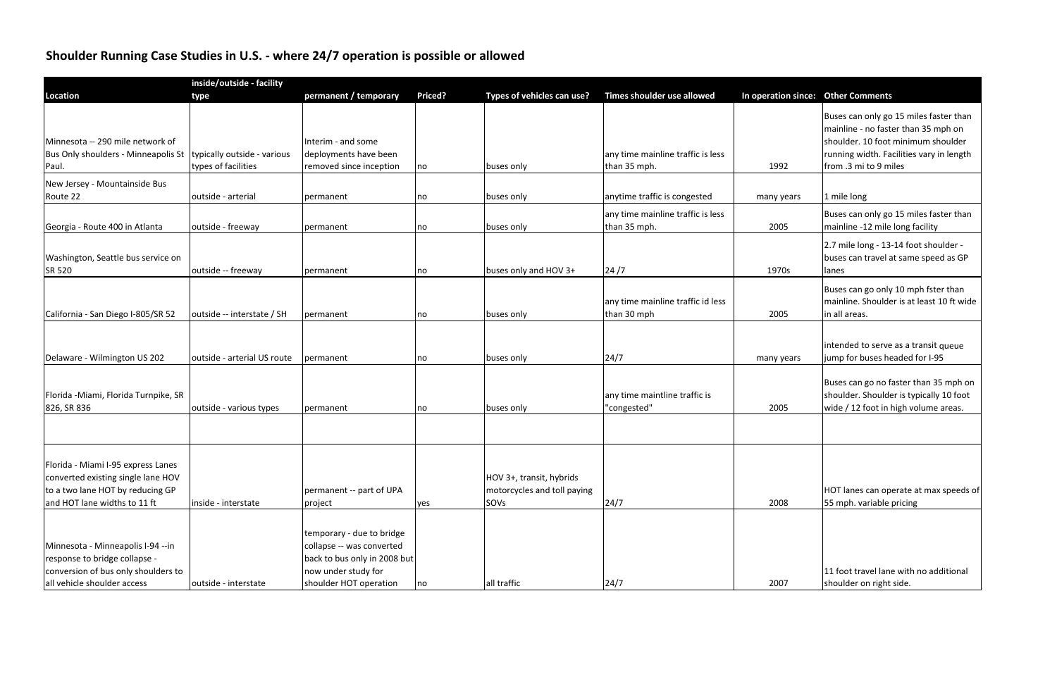## Shoulder Running Case Studies in U.S. - where 24/7 operation is possible or allowed

| Location | inside/outside - facility type | permanent / temporary | Priced? | Types of vehicles can use? | Times shoulder use allowed | In operation since: | Other Comments |
|---|---|---|---|---|---|---|---|
| Minnesota -- 290 mile network of Bus Only shoulders - Minneapolis St Paul. | typically outside - various types of facilities | Interim - and some deployments have been removed since inception | no | buses only | any time mainline traffic is less than 35 mph. | 1992 | Buses can only go 15 miles faster than mainline - no faster than 35 mph on shoulder. 10 foot minimum shoulder running width. Facilities vary in length from .3 mi to 9 miles |
| New Jersey - Mountainside Bus Route 22 | outside - arterial | permanent | no | buses only | anytime traffic is congested | many years | 1 mile long |
| Georgia - Route 400 in Atlanta | outside - freeway | permanent | no | buses only | any time mainline traffic is less than 35 mph. | 2005 | Buses can only go 15 miles faster than mainline -12 mile long facility |
| Washington, Seattle bus service on SR 520 | outside -- freeway | permanent | no | buses only and HOV 3+ | 24 /7 | 1970s | 2.7 mile long - 13-14 foot shoulder - buses can travel at same speed as GP lanes |
| California - San Diego I-805/SR 52 | outside -- interstate / SH | permanent | no | buses only | any time mainline traffic id less than 30 mph | 2005 | Buses can go only 10 mph fster than mainline. Shoulder is at least 10 ft wide in all areas. |
| Delaware - Wilmington US 202 | outside - arterial US route | permanent | no | buses only | 24/7 | many years | intended to serve as a transit queue jump for buses headed for I-95 |
| Florida -Miami, Florida Turnpike, SR 826, SR 836 | outside - various types | permanent | no | buses only | any time maintline traffic is "congested" | 2005 | Buses can go no faster than 35 mph on shoulder. Shoulder is typically 10 foot wide / 12 foot in high volume areas. |
| | | | | | | | |
| Florida - Miami I-95 express Lanes converted existing single lane HOV to a two lane HOT by reducing GP and HOT lane widths to 11 ft | inside - interstate | permanent -- part of UPA project | yes | HOV 3+, transit, hybrids motorcycles and toll paying SOVs | 24/7 | 2008 | HOT lanes can operate at max speeds of 55 mph. variable pricing |
| Minnesota - Minneapolis I-94 --in response to bridge collapse - conversion of bus only shoulders to all vehicle shoulder access | outside - interstate | temporary - due to bridge collapse -- was converted back to bus only in 2008 but now under study for shoulder HOT operation | no | all traffic | 24/7 | 2007 | 11 foot travel lane with no additional shoulder on right side. |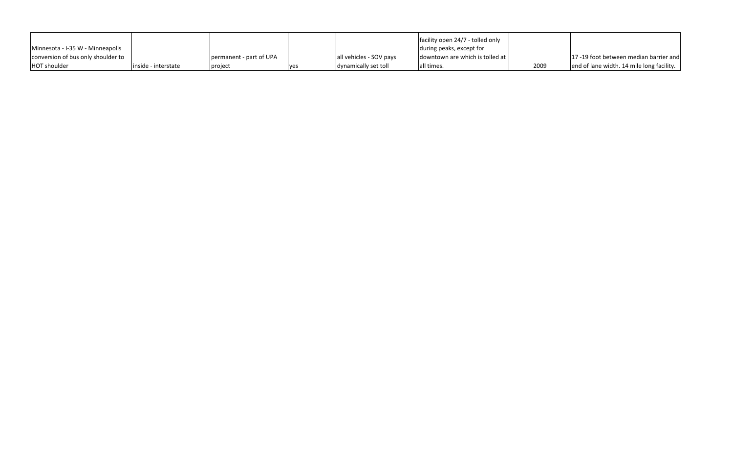| | | | | | | | |
|---|---|---|---|---|---|---|---|
| Minnesota - I-35 W - Minneapolis conversion of bus only shoulder to HOT shoulder | inside - interstate | permanent - part of UPA project | yes | all vehicles - SOV pays dynamically set toll | facility open 24/7 - tolled only during peaks, except for downtown are which is tolled at all times. | 2009 | 17 -19 foot between median barrier and end of lane width. 14 mile long facility. |